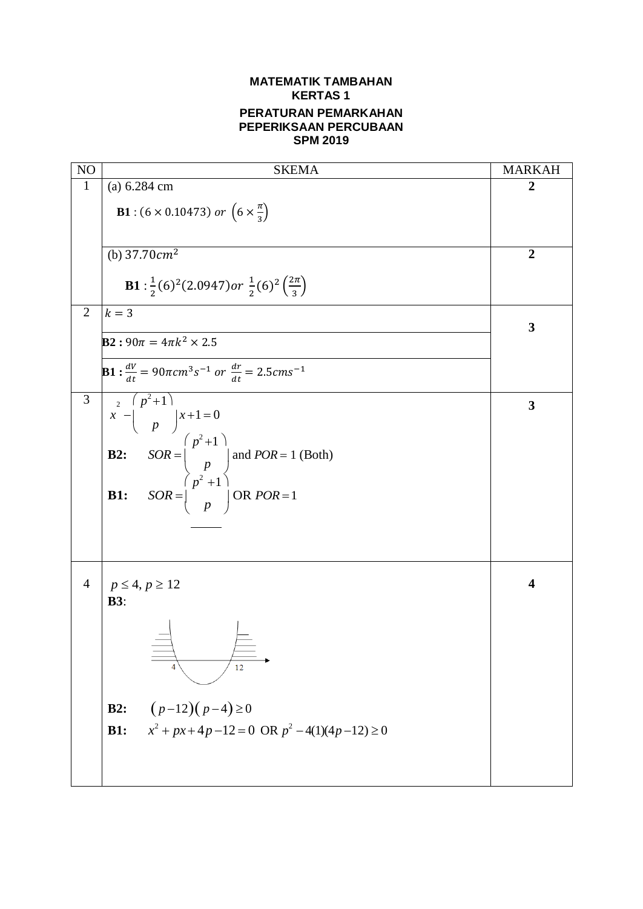**MATEMATIK TAMBAHAN**
**KERTAS 1**

**PERATURAN PEMARKAHAN**
**PEPERIKSAAN PERCUBAAN**
**SPM 2019**

| NO | SKEMA | MARKAH |
|---|---|---|
| 1 | (a) 6.284 cm<br>**B1** : $(6 \times 0.10473)$ *or* $\left(6 \times \frac{\pi}{3}\right)$ | **2** |
| | (b) $37.70 cm^2$<br>**B1** : $\frac{1}{2}(6)^2(2.0947)$ *or* $\frac{1}{2}(6)^2\left(\frac{2\pi}{3}\right)$ | **2** |
| 2 | $k = 3$<br>**B2 :** $90\pi = 4\pi k^2 \times 2.5$<br>**B1 :** $\frac{dV}{dt} = 90\pi cm^3 s^{-1}$ *or* $\frac{dr}{dt} = 2.5 cms^{-1}$ | **3** |
| 3 | $x^2 - \left(\frac{p^2+1}{p}\right)x + 1 = 0$<br>**B2:** $SOR = \left(\frac{p^2+1}{p}\right)$ and $POR = 1$ (Both)<br>**B1:** $SOR = \left(\frac{p^2+1}{p}\right)$ OR $POR = 1$ | **3** |
| 4 | $p \leq 4,\ p \geq 12$<br>**B3**: (sketch of parabola crossing the axis at 4 and 12, with regions $p \leq 4$ and $p \geq 12$ shaded)<br>**B2:** $(p-12)(p-4) \geq 0$<br>**B1:** $x^2 + px + 4p - 12 = 0$ OR $p^2 - 4(1)(4p-12) \geq 0$ | **4** |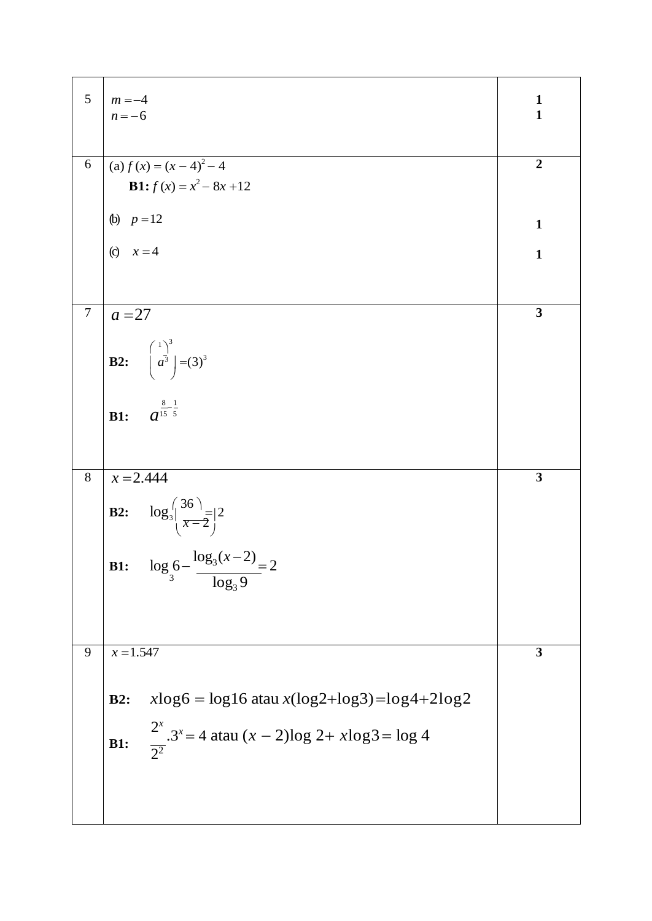| | | |
|---|---|---|
| 5 | $m = -4$<br>$n = -6$ | **1**<br>**1** |
| 6 | (a) $f(x) = (x-4)^2 - 4$<br>**B1:** $f(x) = x^2 - 8x + 12$<br><br>(b) $p = 12$<br><br>(c) $x = 4$ | **2**<br><br><br>**1**<br><br>**1** |
| 7 | $a = 27$<br><br>**B2:** $\left(a^{\frac{1}{3}}\right)^3 = (3)^3$<br><br>**B1:** $a^{\frac{8}{15} - \frac{1}{5}}$ | **3** |
| 8 | $x = 2.444$<br><br>**B2:** $\log_3\left(\frac{36}{x-2}\right) = 2$<br><br>**B1:** $\log_3 6 - \frac{\log_3(x-2)}{\log_3 9} = 2$ | **3** |
| 9 | $x = 1.547$<br><br>**B2:** $x\log 6 = \log 16$ atau $x(\log 2 + \log 3) = \log 4 + 2\log 2$<br><br>**B1:** $\frac{2^x}{2^2}.3^x = 4$ atau $(x-2)\log 2 + x\log 3 = \log 4$ | **3** |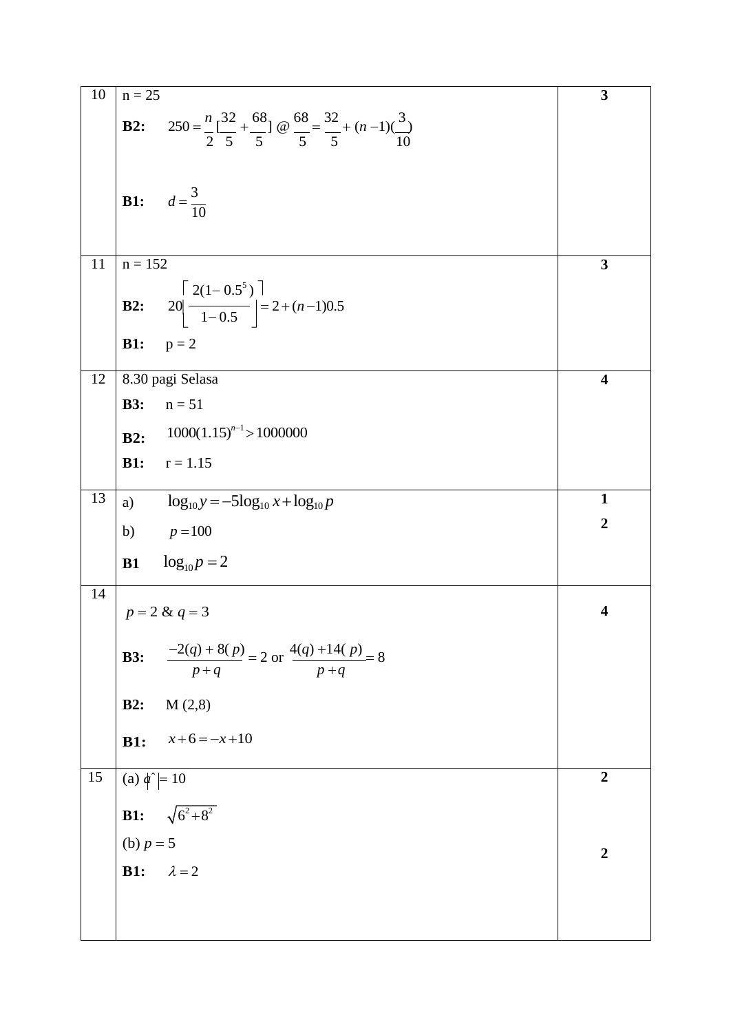| 10 | n = 25<br><br>**B2:** $250 = \frac{n}{2}[\frac{32}{5} + \frac{68}{5}]$ @ $\frac{68}{5} = \frac{32}{5} + (n-1)(\frac{3}{10})$<br><br>**B1:** $d = \frac{3}{10}$ | **3** |
|---|---|---|
| 11 | n = 152<br><br>**B2:** $20\left[\frac{2(1-0.5^5)}{1-0.5}\right] = 2 + (n-1)0.5$<br><br>**B1:** p = 2 | **3** |
| 12 | 8.30 pagi Selasa<br><br>**B3:** n = 51<br><br>**B2:** $1000(1.15)^{n-1} > 1000000$<br><br>**B1:** r = 1.15 | **4** |
| 13 | a) $\log_{10} y = -5\log_{10} x + \log_{10} p$<br><br>b) $p = 100$<br><br>**B1** $\log_{10} p = 2$ | **1**<br><br>**2** |
| 14 | $p = 2$ & $q = 3$<br><br>**B3:** $\frac{-2(q) + 8(p)}{p+q} = 2$ or $\frac{4(q) + 14(p)}{p+q} = 8$<br><br>**B2:** M (2,8)<br><br>**B1:** $x + 6 = -x + 10$ | **4** |
| 15 | (a) $\lvert \hat{a} \rvert = 10$<br><br>**B1:** $\sqrt{6^2 + 8^2}$<br><br>(b) $p = 5$<br><br>**B1:** $\lambda = 2$ | **2**<br><br>**2** |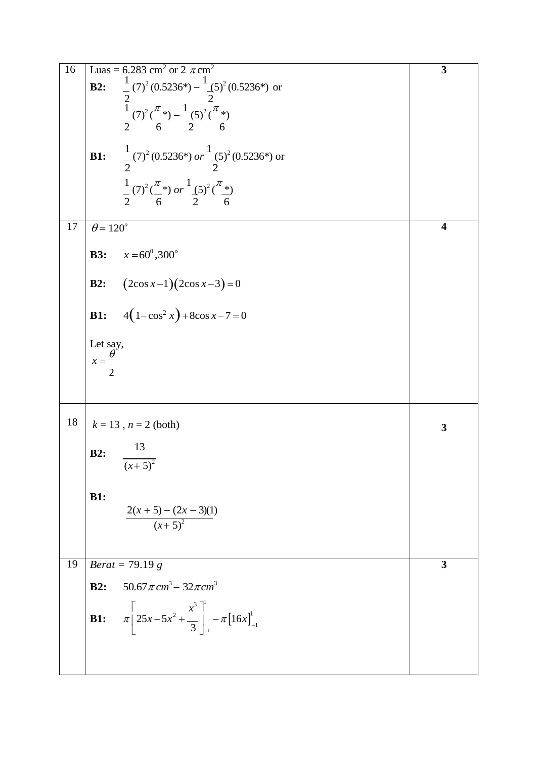| | | |
|---|---|---|
| 16 | Luas = 6.283 cm$^2$ or 2 $\pi$ cm$^2$<br>**B2:** $\frac{1}{2}(7)^2(0.5236^*) - \frac{1}{2}(5)^2(0.5236^*)$ or<br>$\frac{1}{2}(7)^2(\frac{\pi}{6}^*) - \frac{1}{2}(5)^2(\frac{\pi}{6}^*)$<br><br>**B1:** $\frac{1}{2}(7)^2(0.5236^*)$ *or* $\frac{1}{2}(5)^2(0.5236^*)$ or<br>$\frac{1}{2}(7)^2(\frac{\pi}{6}^*)$ *or* $\frac{1}{2}(5)^2(\frac{\pi}{6}^*)$ | **3** |
| 17 | $\theta = 120^o$<br><br>**B3:** $x = 60^0, 300^o$<br><br>**B2:** $(2\cos x - 1)(2\cos x - 3) = 0$<br><br>**B1:** $4(1-\cos^2 x) + 8\cos x - 7 = 0$<br><br>Let say,<br>$x = \frac{\theta}{2}$ | **4** |
| 18 | $k = 13$ , $n = 2$ (both)<br><br>**B2:** $\frac{13}{(x+5)^2}$<br><br>**B1:** $\frac{2(x+5)-(2x-3)(1)}{(x+5)^2}$ | **3** |
| 19 | *Berat* = 79.19 *g*<br><br>**B2:** $50.67\pi\, cm^3 - 32\pi cm^3$<br><br>**B1:** $\pi\left[25x - 5x^2 + \frac{x^3}{3}\right]_{-1}^{1} - \pi[16x]_{-1}^{1}$ | **3** |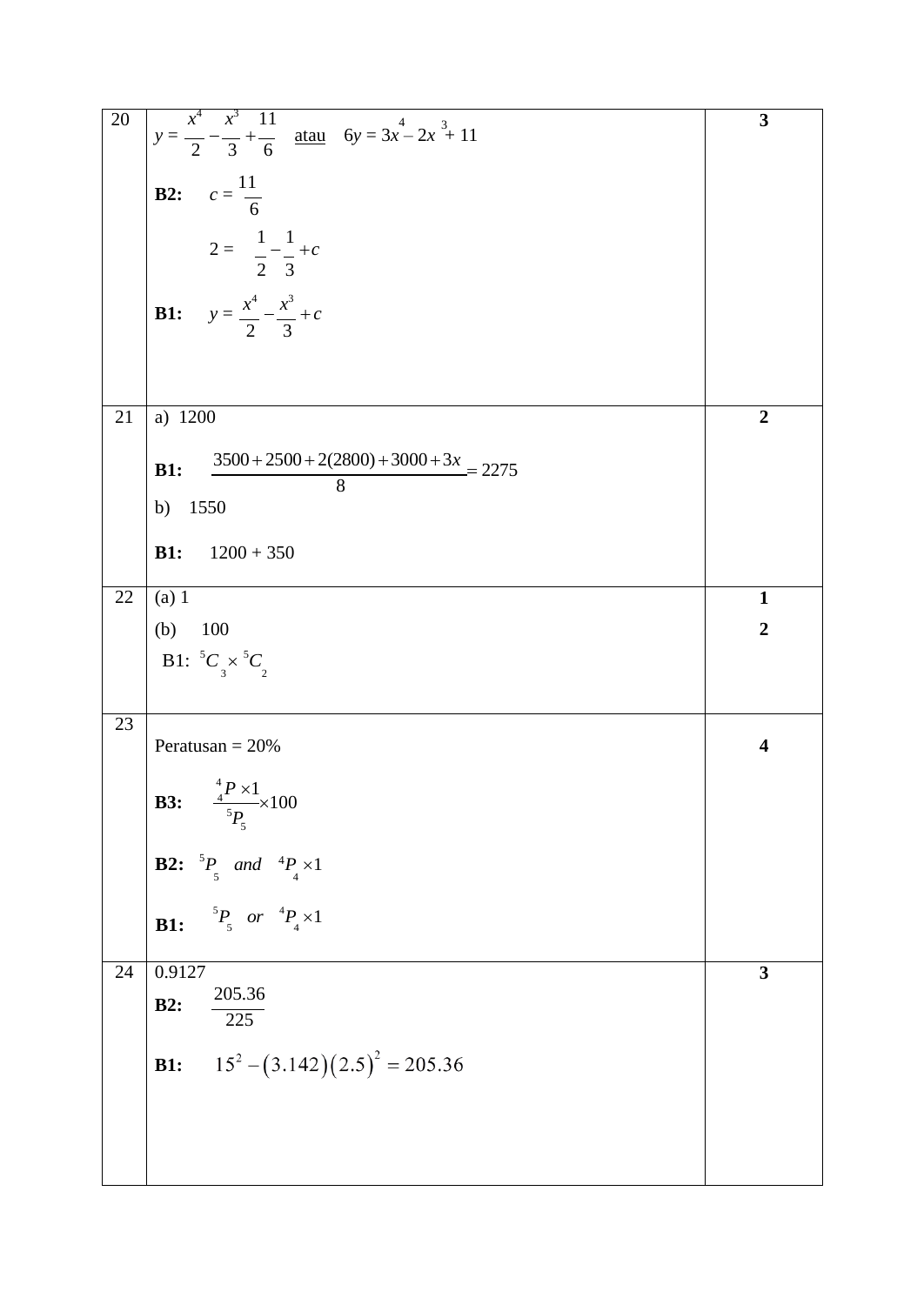| | | |
|---|---|---|
| 20 | $y = \frac{x^4}{2} - \frac{x^3}{3} + \frac{11}{6}$ <u>atau</u> $6y = 3x^4 - 2x^3 + 11$<br><br>**B2:** $c = \frac{11}{6}$<br><br>$2 = \frac{1}{2} - \frac{1}{3} + c$<br><br>**B1:** $y = \frac{x^4}{2} - \frac{x^3}{3} + c$ | **3** |
| 21 | a) 1200<br><br>**B1:** $\frac{3500 + 2500 + 2(2800) + 3000 + 3x}{8} = 2275$<br><br>b) 1550<br><br>**B1:** 1200 + 350 | **2** |
| 22 | (a) 1<br><br>(b) 100<br><br>B1: ${}^{5}C_{3} \times {}^{5}C_{2}$ | **1**<br><br>**2** |
| 23 | Peratusan = 20%<br><br>**B3:** $\frac{{}^{4}_{4}P \times 1}{{}^{5}P_{5}} \times 100$<br><br>**B2:** ${}^{5}P_{5}$ *and* ${}^{4}P_{4} \times 1$<br><br>**B1:** ${}^{5}P_{5}$ *or* ${}^{4}P_{4} \times 1$ | **4** |
| 24 | 0.9127<br><br>**B2:** $\frac{205.36}{225}$<br><br>**B1:** $15^2 - (3.142)(2.5)^2 = 205.36$ | **3** |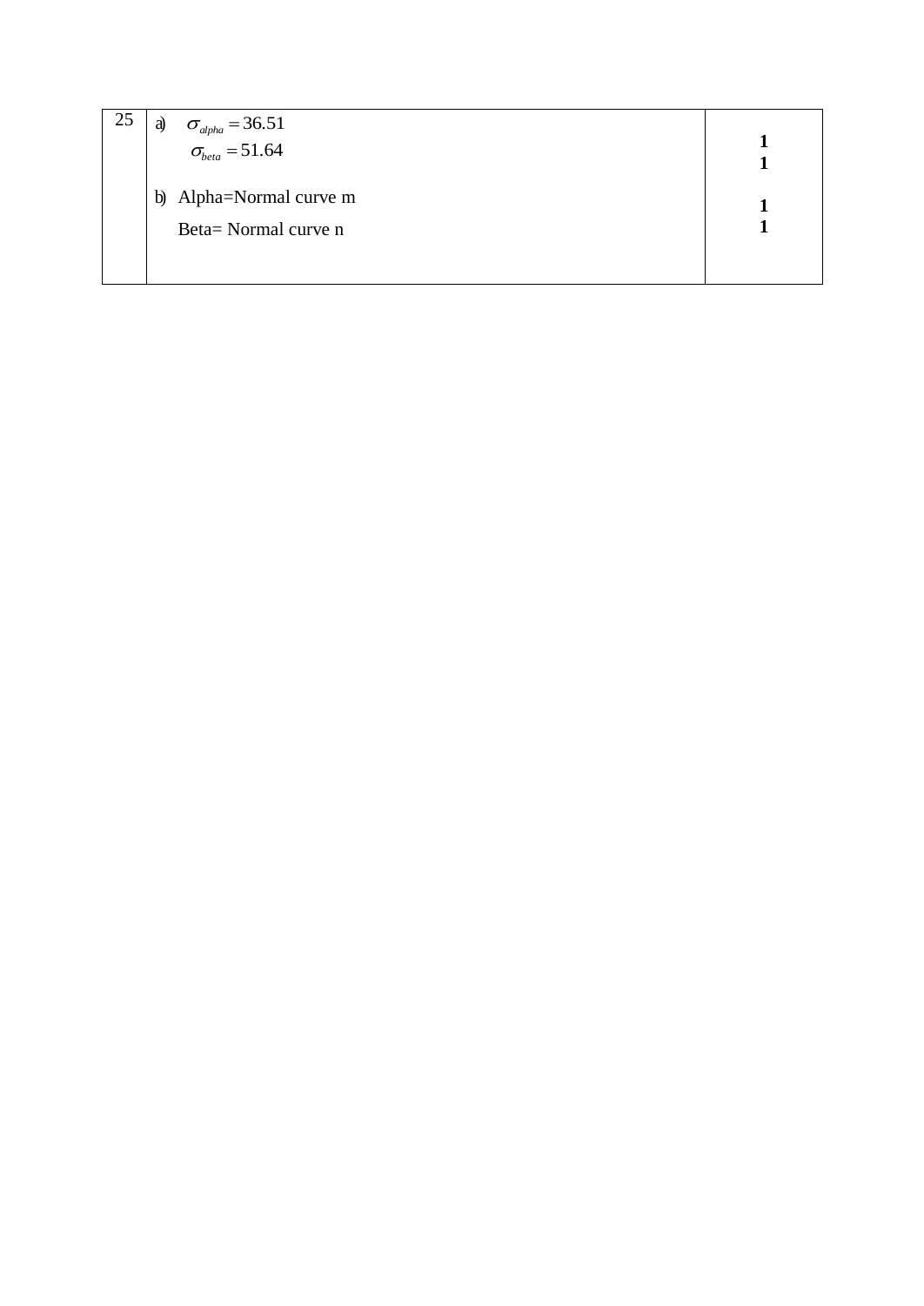| | | |
|---|---|---|
| 25 | a) $\sigma_{alpha} = 36.51$<br>$\sigma_{beta} = 51.64$<br><br>b) Alpha=Normal curve m<br>Beta= Normal curve n | **1**<br>**1**<br><br>**1**<br>**1** |